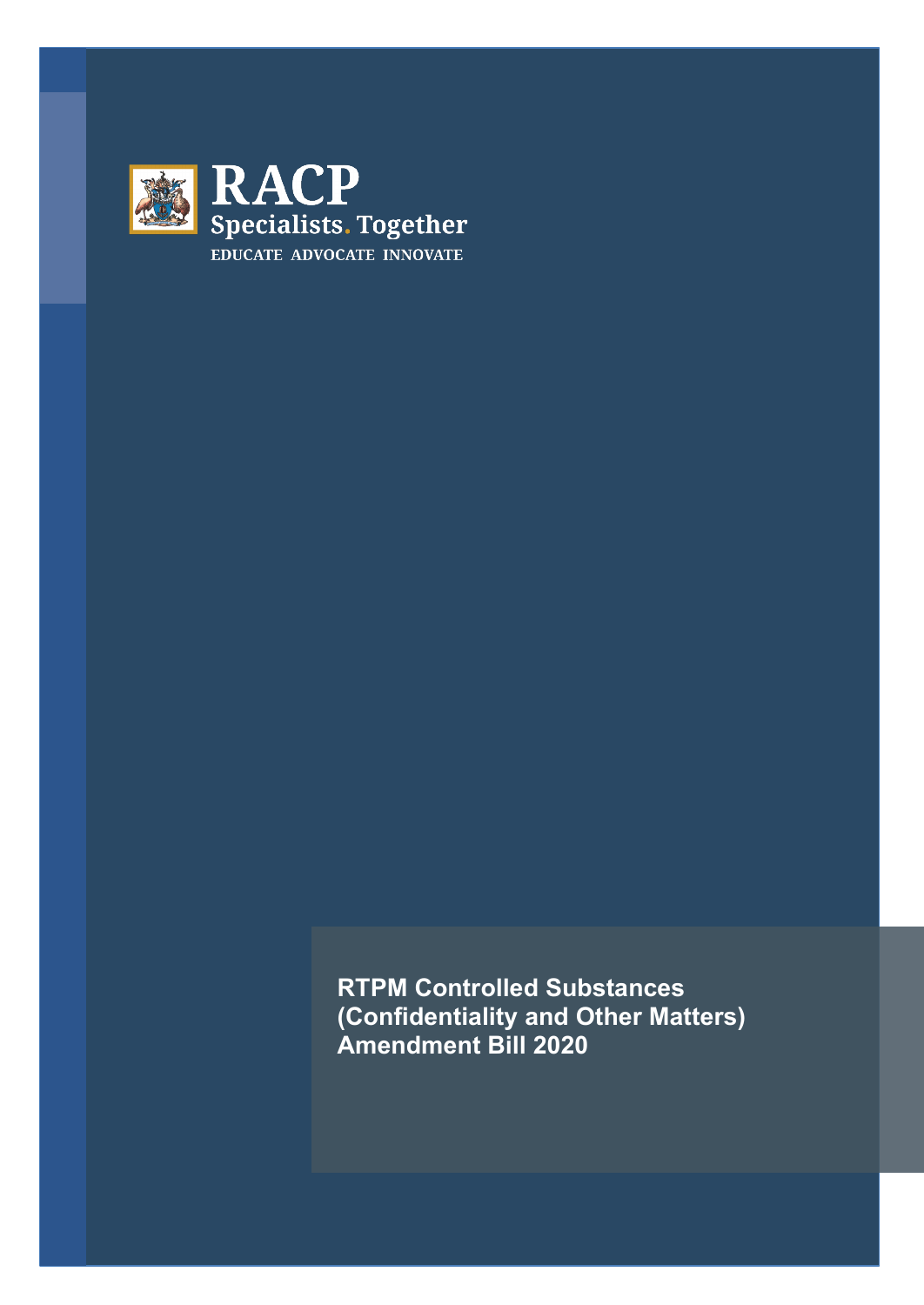RACP

Specialists. Together

EDUCATE ADVOCATE INNOVATE

# RTPM Controlled Substances (Confidentiality and Other Matters) Amendment Bill 2020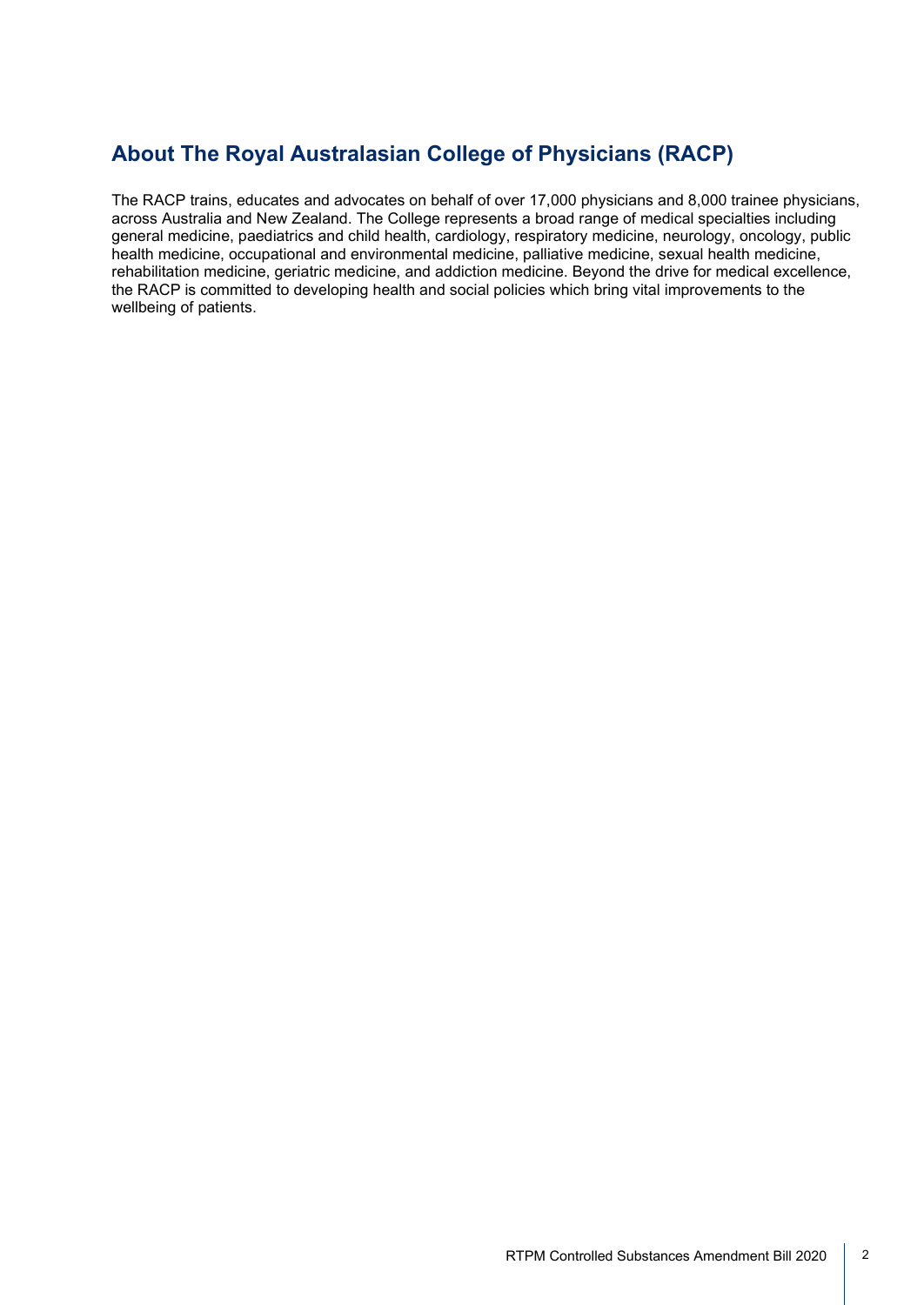## About The Royal Australasian College of Physicians (RACP)

The RACP trains, educates and advocates on behalf of over 17,000 physicians and 8,000 trainee physicians, across Australia and New Zealand. The College represents a broad range of medical specialties including general medicine, paediatrics and child health, cardiology, respiratory medicine, neurology, oncology, public health medicine, occupational and environmental medicine, palliative medicine, sexual health medicine, rehabilitation medicine, geriatric medicine, and addiction medicine. Beyond the drive for medical excellence, the RACP is committed to developing health and social policies which bring vital improvements to the wellbeing of patients.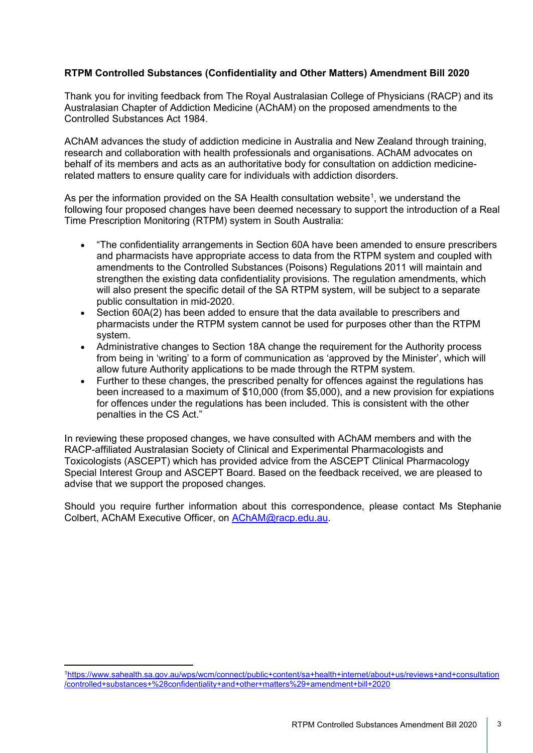**RTPM Controlled Substances (Confidentiality and Other Matters) Amendment Bill 2020**

Thank you for inviting feedback from The Royal Australasian College of Physicians (RACP) and its Australasian Chapter of Addiction Medicine (AChAM) on the proposed amendments to the Controlled Substances Act 1984.

AChAM advances the study of addiction medicine in Australia and New Zealand through training, research and collaboration with health professionals and organisations. AChAM advocates on behalf of its members and acts as an authoritative body for consultation on addiction medicine-related matters to ensure quality care for individuals with addiction disorders.

As per the information provided on the SA Health consultation website[1], we understand the following four proposed changes have been deemed necessary to support the introduction of a Real Time Prescription Monitoring (RTPM) system in South Australia:

- "The confidentiality arrangements in Section 60A have been amended to ensure prescribers and pharmacists have appropriate access to data from the RTPM system and coupled with amendments to the Controlled Substances (Poisons) Regulations 2011 will maintain and strengthen the existing data confidentiality provisions. The regulation amendments, which will also present the specific detail of the SA RTPM system, will be subject to a separate public consultation in mid-2020.
- Section 60A(2) has been added to ensure that the data available to prescribers and pharmacists under the RTPM system cannot be used for purposes other than the RTPM system.
- Administrative changes to Section 18A change the requirement for the Authority process from being in 'writing' to a form of communication as 'approved by the Minister', which will allow future Authority applications to be made through the RTPM system.
- Further to these changes, the prescribed penalty for offences against the regulations has been increased to a maximum of $10,000 (from $5,000), and a new provision for expiations for offences under the regulations has been included. This is consistent with the other penalties in the CS Act."

In reviewing these proposed changes, we have consulted with AChAM members and with the RACP-affiliated Australasian Society of Clinical and Experimental Pharmacologists and Toxicologists (ASCEPT) which has provided advice from the ASCEPT Clinical Pharmacology Special Interest Group and ASCEPT Board. Based on the feedback received, we are pleased to advise that we support the proposed changes.

Should you require further information about this correspondence, please contact Ms Stephanie Colbert, AChAM Executive Officer, on AChAM@racp.edu.au.

---

[1] https://www.sahealth.sa.gov.au/wps/wcm/connect/public+content/sa+health+internet/about+us/reviews+and+consultation/controlled+substances+%28confidentiality+and+other+matters%29+amendment+bill+2020